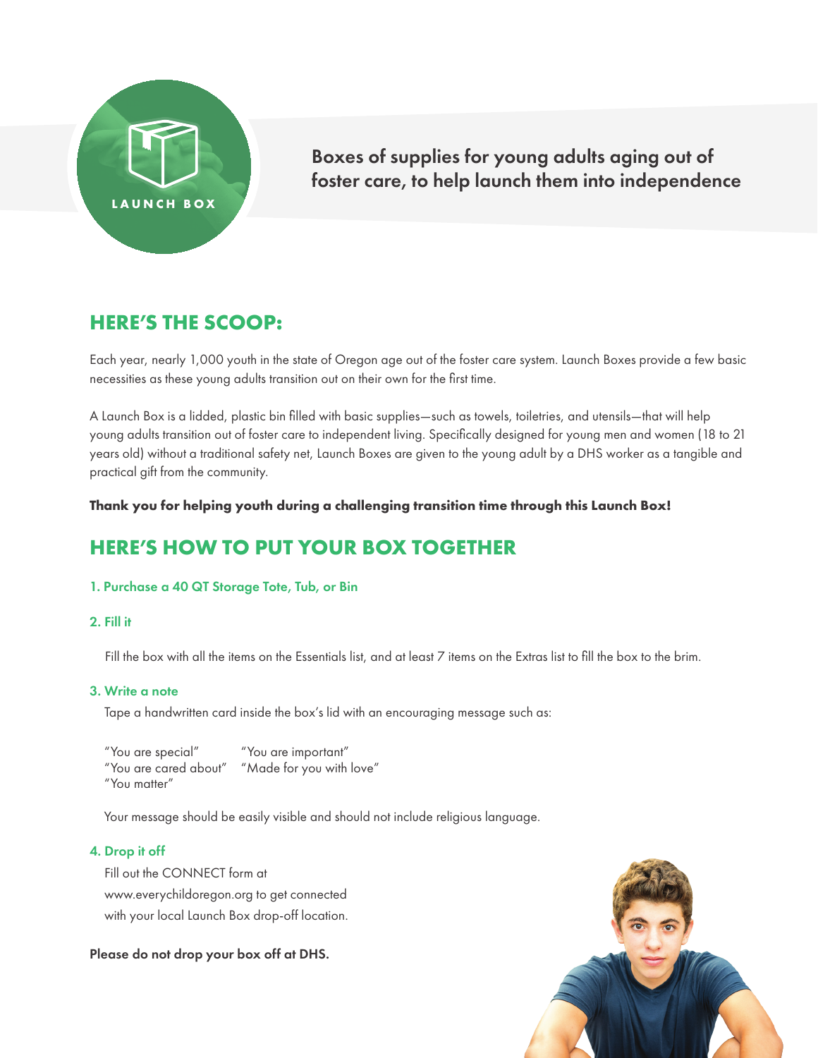LAUNCH BOX

Boxes of supplies for young adults aging out of foster care, to help launch them into independence

## HERE'S THE SCOOP:

Each year, nearly 1,000 youth in the state of Oregon age out of the foster care system. Launch Boxes provide a few basic necessities as these young adults transition out on their own for the first time.

A Launch Box is a lidded, plastic bin filled with basic supplies—such as towels, toiletries, and utensils—that will help young adults transition out of foster care to independent living. Specifically designed for young men and women (18 to 21 years old) without a traditional safety net, Launch Boxes are given to the young adult by a DHS worker as a tangible and practical gift from the community.

**Thank you for helping youth during a challenging transition time through this Launch Box!**

## HERE'S HOW TO PUT YOUR BOX TOGETHER

### 1. Purchase a 40 QT Storage Tote, Tub, or Bin

### 2. Fill it

Fill the box with all the items on the Essentials list, and at least 7 items on the Extras list to fill the box to the brim.

### 3. Write a note

Tape a handwritten card inside the box's lid with an encouraging message such as:

"You are special"
"You are important"
"You are cared about"
"Made for you with love"
"You matter"

Your message should be easily visible and should not include religious language.

### 4. Drop it off

Fill out the CONNECT form at www.everychildoregon.org to get connected with your local Launch Box drop-off location.

**Please do not drop your box off at DHS.**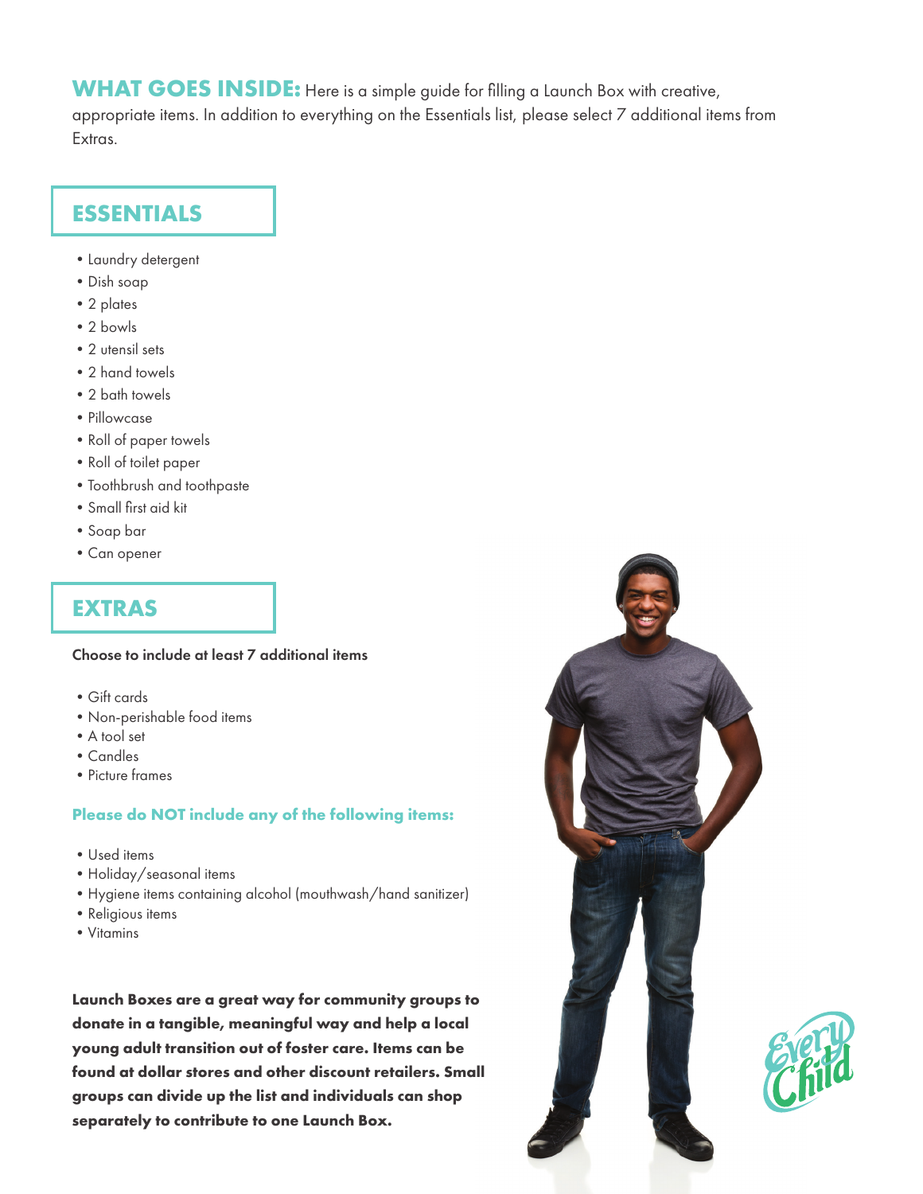**WHAT GOES INSIDE:** Here is a simple guide for filling a Launch Box with creative, appropriate items. In addition to everything on the Essentials list, please select 7 additional items from Extras.

## ESSENTIALS

- Laundry detergent
- Dish soap
- 2 plates
- 2 bowls
- 2 utensil sets
- 2 hand towels
- 2 bath towels
- Pillowcase
- Roll of paper towels
- Roll of toilet paper
- Toothbrush and toothpaste
- Small first aid kit
- Soap bar
- Can opener

## EXTRAS

Choose to include at least 7 additional items

- Gift cards
- Non-perishable food items
- A tool set
- Candles
- Picture frames

**Please do NOT include any of the following items:**

- Used items
- Holiday/seasonal items
- Hygiene items containing alcohol (mouthwash/hand sanitizer)
- Religious items
- Vitamins

**Launch Boxes are a great way for community groups to donate in a tangible, meaningful way and help a local young adult transition out of foster care. Items can be found at dollar stores and other discount retailers. Small groups can divide up the list and individuals can shop separately to contribute to one Launch Box.**

Every Child